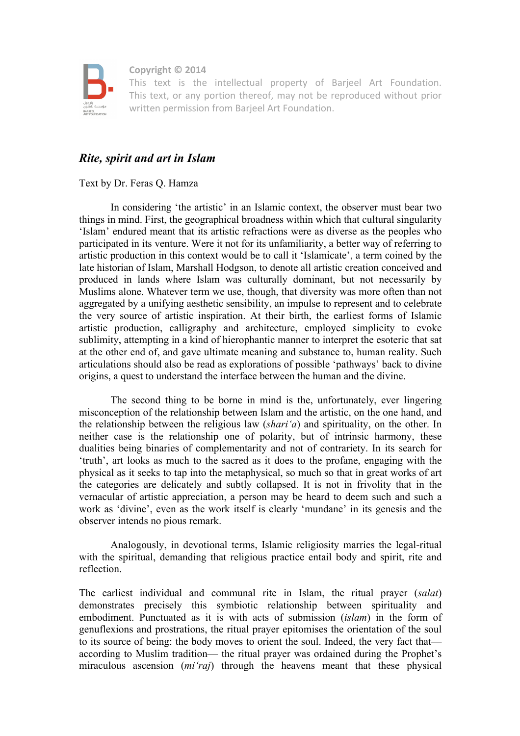Copyright © 2014
This text is the intellectual property of Barjeel Art Foundation. This text, or any portion thereof, may not be reproduced without prior written permission from Barjeel Art Foundation.

# *Rite, spirit and art in Islam*

Text by Dr. Feras Q. Hamza

In considering 'the artistic' in an Islamic context, the observer must bear two things in mind. First, the geographical broadness within which that cultural singularity 'Islam' endured meant that its artistic refractions were as diverse as the peoples who participated in its venture. Were it not for its unfamiliarity, a better way of referring to artistic production in this context would be to call it 'Islamicate', a term coined by the late historian of Islam, Marshall Hodgson, to denote all artistic creation conceived and produced in lands where Islam was culturally dominant, but not necessarily by Muslims alone. Whatever term we use, though, that diversity was more often than not aggregated by a unifying aesthetic sensibility, an impulse to represent and to celebrate the very source of artistic inspiration. At their birth, the earliest forms of Islamic artistic production, calligraphy and architecture, employed simplicity to evoke sublimity, attempting in a kind of hierophantic manner to interpret the esoteric that sat at the other end of, and gave ultimate meaning and substance to, human reality. Such articulations should also be read as explorations of possible 'pathways' back to divine origins, a quest to understand the interface between the human and the divine.

The second thing to be borne in mind is the, unfortunately, ever lingering misconception of the relationship between Islam and the artistic, on the one hand, and the relationship between the religious law (*shari'a*) and spirituality, on the other. In neither case is the relationship one of polarity, but of intrinsic harmony, these dualities being binaries of complementarity and not of contrariety. In its search for 'truth', art looks as much to the sacred as it does to the profane, engaging with the physical as it seeks to tap into the metaphysical, so much so that in great works of art the categories are delicately and subtly collapsed. It is not in frivolity that in the vernacular of artistic appreciation, a person may be heard to deem such and such a work as 'divine', even as the work itself is clearly 'mundane' in its genesis and the observer intends no pious remark.

Analogously, in devotional terms, Islamic religiosity marries the legal-ritual with the spiritual, demanding that religious practice entail body and spirit, rite and reflection.

The earliest individual and communal rite in Islam, the ritual prayer (*salat*) demonstrates precisely this symbiotic relationship between spirituality and embodiment. Punctuated as it is with acts of submission (*islam*) in the form of genuflexions and prostrations, the ritual prayer epitomises the orientation of the soul to its source of being: the body moves to orient the soul. Indeed, the very fact that—according to Muslim tradition— the ritual prayer was ordained during the Prophet's miraculous ascension (*mi'raj*) through the heavens meant that these physical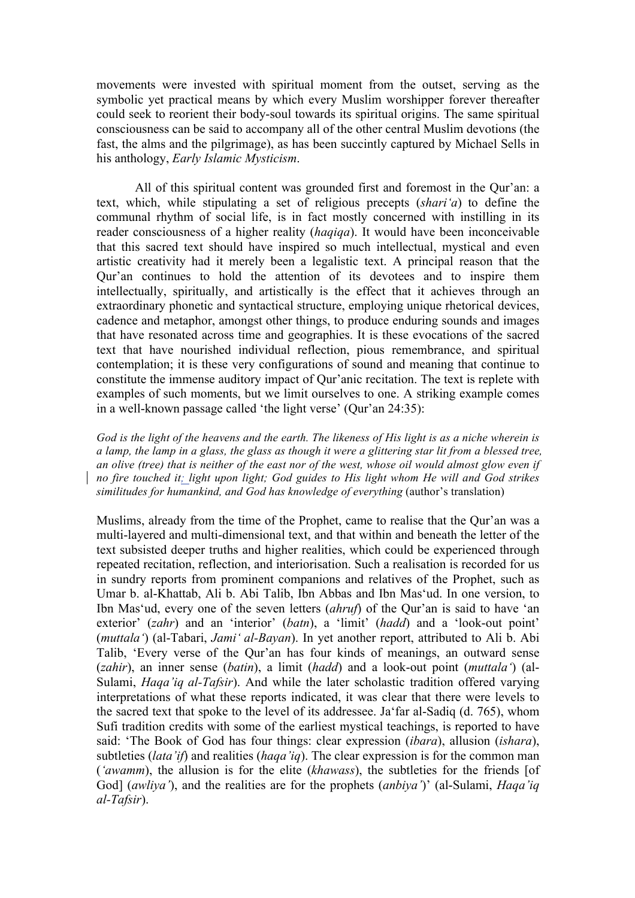movements were invested with spiritual moment from the outset, serving as the symbolic yet practical means by which every Muslim worshipper forever thereafter could seek to reorient their body-soul towards its spiritual origins. The same spiritual consciousness can be said to accompany all of the other central Muslim devotions (the fast, the alms and the pilgrimage), as has been succinctly captured by Michael Sells in his anthology, *Early Islamic Mysticism*.

All of this spiritual content was grounded first and foremost in the Qur'an: a text, which, while stipulating a set of religious precepts (*shari'a*) to define the communal rhythm of social life, is in fact mostly concerned with instilling in its reader consciousness of a higher reality (*haqiqa*). It would have been inconceivable that this sacred text should have inspired so much intellectual, mystical and even artistic creativity had it merely been a legalistic text. A principal reason that the Qur'an continues to hold the attention of its devotees and to inspire them intellectually, spiritually, and artistically is the effect that it achieves through an extraordinary phonetic and syntactical structure, employing unique rhetorical devices, cadence and metaphor, amongst other things, to produce enduring sounds and images that have resonated across time and geographies. It is these evocations of the sacred text that have nourished individual reflection, pious remembrance, and spiritual contemplation; it is these very configurations of sound and meaning that continue to constitute the immense auditory impact of Qur'anic recitation. The text is replete with examples of such moments, but we limit ourselves to one. A striking example comes in a well-known passage called 'the light verse' (Qur'an 24:35):

*God is the light of the heavens and the earth. The likeness of His light is as a niche wherein is a lamp, the lamp in a glass, the glass as though it were a glittering star lit from a blessed tree, an olive (tree) that is neither of the east nor of the west, whose oil would almost glow even if no fire touched it; light upon light; God guides to His light whom He will and God strikes similitudes for humankind, and God has knowledge of everything* (author's translation)

Muslims, already from the time of the Prophet, came to realise that the Qur'an was a multi-layered and multi-dimensional text, and that within and beneath the letter of the text subsisted deeper truths and higher realities, which could be experienced through repeated recitation, reflection, and interiorisation. Such a realisation is recorded for us in sundry reports from prominent companions and relatives of the Prophet, such as Umar b. al-Khattab, Ali b. Abi Talib, Ibn Abbas and Ibn Mas'ud. In one version, to Ibn Mas'ud, every one of the seven letters (*ahruf*) of the Qur'an is said to have 'an exterior' (*zahr*) and an 'interior' (*batn*), a 'limit' (*hadd*) and a 'look-out point' (*muttala'*) (al-Tabari, *Jami' al-Bayan*). In yet another report, attributed to Ali b. Abi Talib, 'Every verse of the Qur'an has four kinds of meanings, an outward sense (*zahir*), an inner sense (*batin*), a limit (*hadd*) and a look-out point (*muttala'*) (al-Sulami, *Haqa'iq al-Tafsir*). And while the later scholastic tradition offered varying interpretations of what these reports indicated, it was clear that there were levels to the sacred text that spoke to the level of its addressee. Ja'far al-Sadiq (d. 765), whom Sufi tradition credits with some of the earliest mystical teachings, is reported to have said: 'The Book of God has four things: clear expression (*ibara*), allusion (*ishara*), subtleties (*lata'if*) and realities (*haqa'iq*). The clear expression is for the common man (*'awamm*), the allusion is for the elite (*khawass*), the subtleties for the friends [of God] (*awliya'*), and the realities are for the prophets (*anbiya'*)' (al-Sulami, *Haqa'iq al-Tafsir*).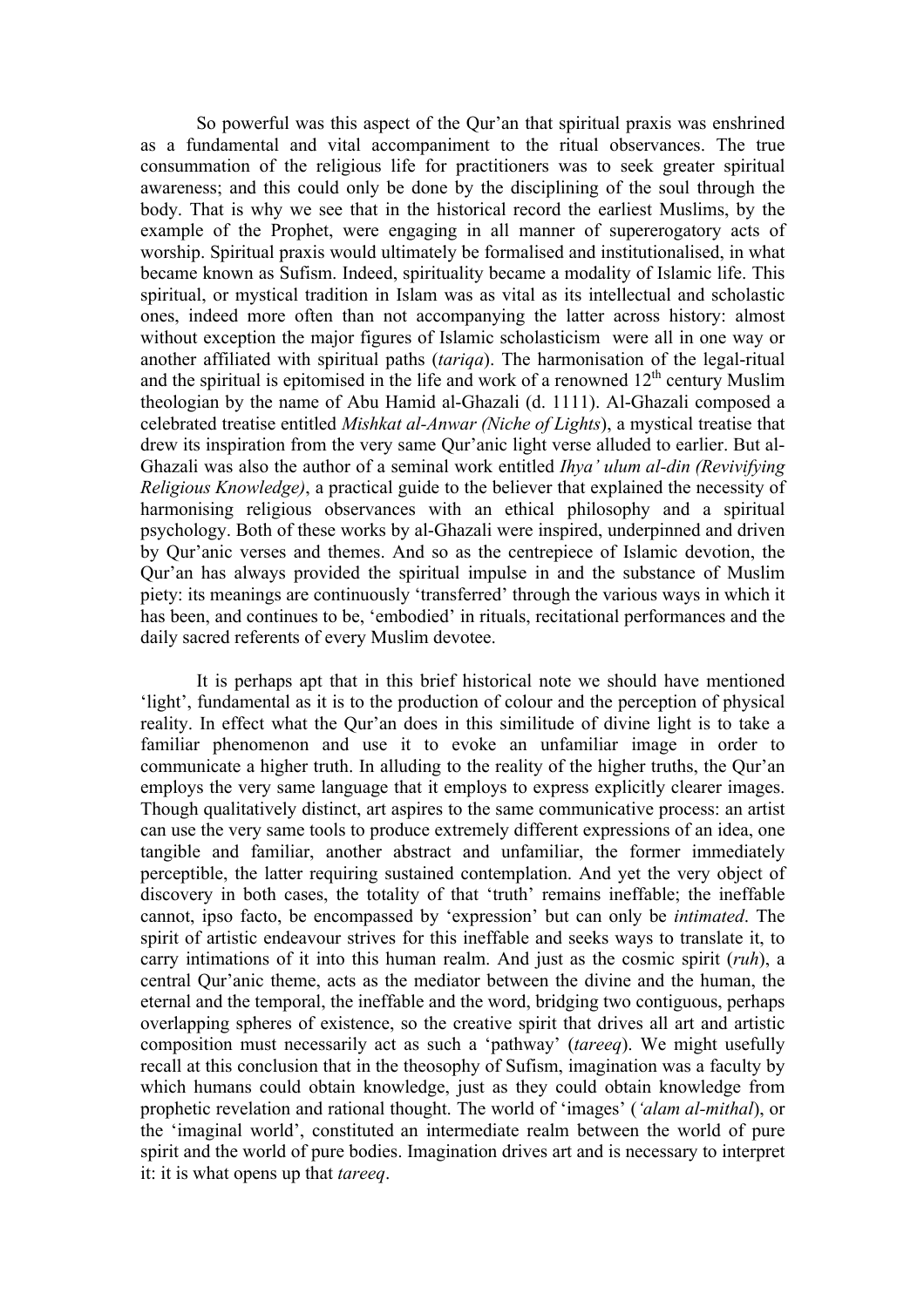So powerful was this aspect of the Qur'an that spiritual praxis was enshrined as a fundamental and vital accompaniment to the ritual observances. The true consummation of the religious life for practitioners was to seek greater spiritual awareness; and this could only be done by the disciplining of the soul through the body. That is why we see that in the historical record the earliest Muslims, by the example of the Prophet, were engaging in all manner of supererogatory acts of worship. Spiritual praxis would ultimately be formalised and institutionalised, in what became known as Sufism. Indeed, spirituality became a modality of Islamic life. This spiritual, or mystical tradition in Islam was as vital as its intellectual and scholastic ones, indeed more often than not accompanying the latter across history: almost without exception the major figures of Islamic scholasticism were all in one way or another affiliated with spiritual paths (*tariqa*). The harmonisation of the legal-ritual and the spiritual is epitomised in the life and work of a renowned 12th century Muslim theologian by the name of Abu Hamid al-Ghazali (d. 1111). Al-Ghazali composed a celebrated treatise entitled *Mishkat al-Anwar (Niche of Lights)*, a mystical treatise that drew its inspiration from the very same Qur'anic light verse alluded to earlier. But al-Ghazali was also the author of a seminal work entitled *Ihya' ulum al-din (Revivifying Religious Knowledge)*, a practical guide to the believer that explained the necessity of harmonising religious observances with an ethical philosophy and a spiritual psychology. Both of these works by al-Ghazali were inspired, underpinned and driven by Qur'anic verses and themes. And so as the centrepiece of Islamic devotion, the Qur'an has always provided the spiritual impulse in and the substance of Muslim piety: its meanings are continuously 'transferred' through the various ways in which it has been, and continues to be, 'embodied' in rituals, recitational performances and the daily sacred referents of every Muslim devotee.

It is perhaps apt that in this brief historical note we should have mentioned 'light', fundamental as it is to the production of colour and the perception of physical reality. In effect what the Qur'an does in this similitude of divine light is to take a familiar phenomenon and use it to evoke an unfamiliar image in order to communicate a higher truth. In alluding to the reality of the higher truths, the Qur'an employs the very same language that it employs to express explicitly clearer images. Though qualitatively distinct, art aspires to the same communicative process: an artist can use the very same tools to produce extremely different expressions of an idea, one tangible and familiar, another abstract and unfamiliar, the former immediately perceptible, the latter requiring sustained contemplation. And yet the very object of discovery in both cases, the totality of that 'truth' remains ineffable; the ineffable cannot, ipso facto, be encompassed by 'expression' but can only be *intimated*. The spirit of artistic endeavour strives for this ineffable and seeks ways to translate it, to carry intimations of it into this human realm. And just as the cosmic spirit (*ruh*), a central Qur'anic theme, acts as the mediator between the divine and the human, the eternal and the temporal, the ineffable and the word, bridging two contiguous, perhaps overlapping spheres of existence, so the creative spirit that drives all art and artistic composition must necessarily act as such a 'pathway' (*tareeq*). We might usefully recall at this conclusion that in the theosophy of Sufism, imagination was a faculty by which humans could obtain knowledge, just as they could obtain knowledge from prophetic revelation and rational thought. The world of 'images' (*'alam al-mithal*), or the 'imaginal world', constituted an intermediate realm between the world of pure spirit and the world of pure bodies. Imagination drives art and is necessary to interpret it: it is what opens up that *tareeq*.